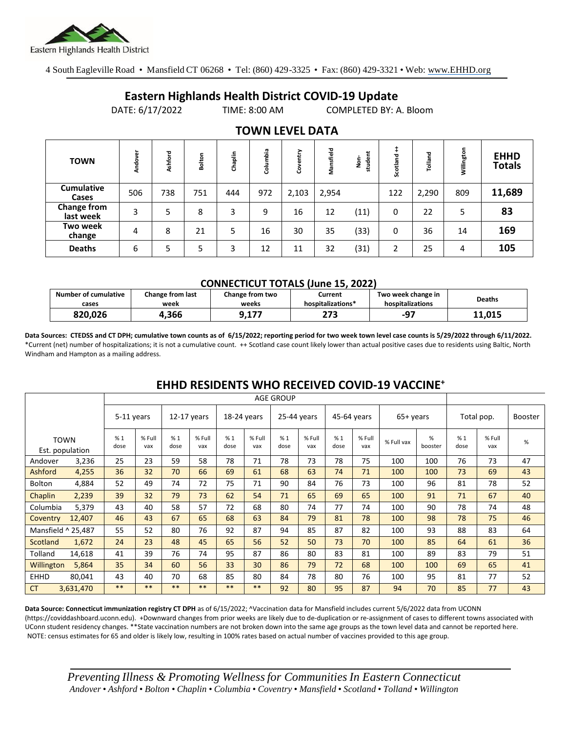Eastern Highlands Health District

4 South Eagleville Road • Mansfield CT 06268 • Tel: (860) 429-3325 • Fax: (860) 429-3321 • Web: www.EHHD.org

# Eastern Highlands Health District COVID-19 Update

DATE: 6/17/2022 TIME: 8:00 AM COMPLETED BY: A. Bloom

## TOWN LEVEL DATA

| TOWN | Andover | Ashford | Bolton | Chaplin | Columbia | Coventry | Mansfield | Non-student | Scotland ++ | Tolland | Willington | EHHD Totals |
|---|---|---|---|---|---|---|---|---|---|---|---|---|
| Cumulative Cases | 506 | 738 | 751 | 444 | 972 | 2,103 | 2,954 | | 122 | 2,290 | 809 | **11,689** |
| Change from last week | 3 | 5 | 8 | 3 | 9 | 16 | 12 | (11) | 0 | 22 | 5 | **83** |
| Two week change | 4 | 8 | 21 | 5 | 16 | 30 | 35 | (33) | 0 | 36 | 14 | **169** |
| Deaths | 6 | 5 | 5 | 3 | 12 | 11 | 32 | (31) | 2 | 25 | 4 | **105** |

### CONNECTICUT TOTALS (June 15, 2022)

| Number of cumulative cases | Change from last week | Change from two weeks | Current hospitalizations* | Two week change in hospitalizations | Deaths |
|---|---|---|---|---|---|
| **820,026** | **4,366** | **9,177** | **273** | **-97** | **11,015** |

**Data Sources: CTEDSS and CT DPH; cumulative town counts as of 6/15/2022; reporting period for two week town level case counts is 5/29/2022 through 6/11/2022.** *Current (net) number of hospitalizations; it is not a cumulative count. ++ Scotland case count likely lower than actual positive cases due to residents using Baltic, North Windham and Hampton as a mailing address.

## EHHD RESIDENTS WHO RECEIVED COVID-19 VACCINE+

| | | AGE GROUP | | | | | | | | | | | | | | |
|---|---|---|---|---|---|---|---|---|---|---|---|---|---|---|---|---|
| | | 5-11 years | | 12-17 years | | 18-24 years | | 25-44 years | | 45-64 years | | 65+ years | | Total pop. | | Booster |
| TOWN | Est. population | % 1 dose | % Full vax | % 1 dose | % Full vax | % 1 dose | % Full vax | % 1 dose | % Full vax | % 1 dose | % Full vax | % Full vax | % booster | % 1 dose | % Full vax | % |
| Andover | 3,236 | 25 | 23 | 59 | 58 | 78 | 71 | 78 | 73 | 78 | 75 | 100 | 100 | 76 | 73 | 47 |
| Ashford | 4,255 | 36 | 32 | 70 | 66 | 69 | 61 | 68 | 63 | 74 | 71 | 100 | 100 | 73 | 69 | 43 |
| Bolton | 4,884 | 52 | 49 | 74 | 72 | 75 | 71 | 90 | 84 | 76 | 73 | 100 | 96 | 81 | 78 | 52 |
| Chaplin | 2,239 | 39 | 32 | 79 | 73 | 62 | 54 | 71 | 65 | 69 | 65 | 100 | 91 | 71 | 67 | 40 |
| Columbia | 5,379 | 43 | 40 | 58 | 57 | 72 | 68 | 80 | 74 | 77 | 74 | 100 | 90 | 78 | 74 | 48 |
| Coventry | 12,407 | 46 | 43 | 67 | 65 | 68 | 63 | 84 | 79 | 81 | 78 | 100 | 98 | 78 | 75 | 46 |
| Mansfield ^ | 25,487 | 55 | 52 | 80 | 76 | 92 | 87 | 94 | 85 | 87 | 82 | 100 | 93 | 88 | 83 | 64 |
| Scotland | 1,672 | 24 | 23 | 48 | 45 | 65 | 56 | 52 | 50 | 73 | 70 | 100 | 85 | 64 | 61 | 36 |
| Tolland | 14,618 | 41 | 39 | 76 | 74 | 95 | 87 | 86 | 80 | 83 | 81 | 100 | 89 | 83 | 79 | 51 |
| Willington | 5,864 | 35 | 34 | 60 | 56 | 33 | 30 | 86 | 79 | 72 | 68 | 100 | 100 | 69 | 65 | 41 |
| EHHD | 80,041 | 43 | 40 | 70 | 68 | 85 | 80 | 84 | 78 | 80 | 76 | 100 | 95 | 81 | 77 | 52 |
| CT | 3,631,470 | ** | ** | ** | ** | ** | ** | 92 | 80 | 95 | 87 | 94 | 70 | 85 | 77 | 43 |

**Data Source: Connecticut immunization registry CT DPH** as of 6/15/2022; ^Vaccination data for Mansfield includes current 5/6/2022 data from UCONN (https://coviddashboard.uconn.edu). +Downward changes from prior weeks are likely due to de-duplication or re-assignment of cases to different towns associated with UConn student residency changes. **State vaccination numbers are not broken down into the same age groups as the town level data and cannot be reported here. NOTE: census estimates for 65 and older is likely low, resulting in 100% rates based on actual number of vaccines provided to this age group.

*Preventing Illness & Promoting Wellness for Communities In Eastern Connecticut*
*Andover • Ashford • Bolton • Chaplin • Columbia • Coventry • Mansfield • Scotland • Tolland • Willington*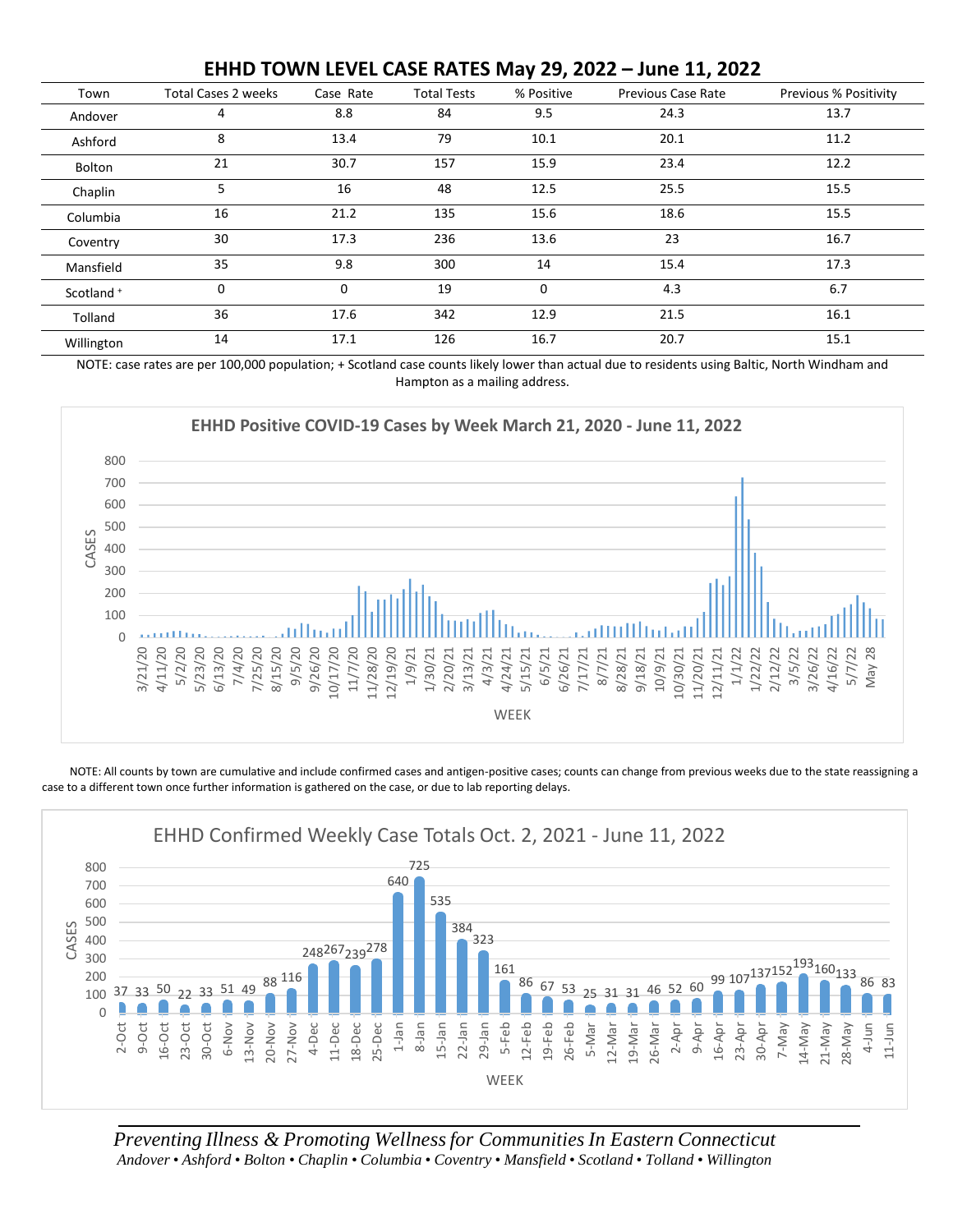# EHHD TOWN LEVEL CASE RATES May 29, 2022 – June 11, 2022

| Town | Total Cases 2 weeks | Case Rate | Total Tests | % Positive | Previous Case Rate | Previous % Positivity |
|---|---|---|---|---|---|---|
| Andover | 4 | 8.8 | 84 | 9.5 | 24.3 | 13.7 |
| Ashford | 8 | 13.4 | 79 | 10.1 | 20.1 | 11.2 |
| Bolton | 21 | 30.7 | 157 | 15.9 | 23.4 | 12.2 |
| Chaplin | 5 | 16 | 48 | 12.5 | 25.5 | 15.5 |
| Columbia | 16 | 21.2 | 135 | 15.6 | 18.6 | 15.5 |
| Coventry | 30 | 17.3 | 236 | 13.6 | 23 | 16.7 |
| Mansfield | 35 | 9.8 | 300 | 14 | 15.4 | 17.3 |
| Scotland + | 0 | 0 | 19 | 0 | 4.3 | 6.7 |
| Tolland | 36 | 17.6 | 342 | 12.9 | 21.5 | 16.1 |
| Willington | 14 | 17.1 | 126 | 16.7 | 20.7 | 15.1 |

NOTE: case rates are per 100,000 population; + Scotland case counts likely lower than actual due to residents using Baltic, North Windham and Hampton as a mailing address.

EHHD Positive COVID-19 Cases by Week March 21, 2020 - June 11, 2022

CASES

0, 100, 200, 300, 400, 500, 600, 700, 800

3/21/20, 4/11/20, 5/2/20, 5/23/20, 6/13/20, 7/4/20, 7/25/20, 8/15/20, 9/5/20, 9/26/20, 10/17/20, 11/7/20, 11/28/20, 12/19/20, 1/9/21, 1/30/21, 2/20/21, 3/13/21, 4/3/21, 4/24/21, 5/15/21, 6/5/21, 6/26/21, 7/17/21, 8/7/21, 8/28/21, 9/18/21, 10/9/21, 10/30/21, 11/20/21, 12/11/21, 1/1/22, 1/22/22, 2/12/22, 3/5/22, 3/26/22, 4/16/22, 5/7/22, May 28

WEEK

NOTE: All counts by town are cumulative and include confirmed cases and antigen-positive cases; counts can change from previous weeks due to the state reassigning a case to a different town once further information is gathered on the case, or due to lab reporting delays.

EHHD Confirmed Weekly Case Totals Oct. 2, 2021 - June 11, 2022

CASES

0, 100, 200, 300, 400, 500, 600, 700, 800

37, 33, 50, 22, 33, 51, 49, 88, 116, 248, 267, 239, 278, 640, 725, 535, 384, 323, 161, 86, 67, 53, 25, 31, 31, 46, 52, 60, 99, 107, 137, 152, 193, 160, 133, 86, 83

2-Oct, 9-Oct, 16-Oct, 23-Oct, 30-Oct, 6-Nov, 13-Nov, 20-Nov, 27-Nov, 4-Dec, 11-Dec, 18-Dec, 25-Dec, 1-Jan, 8-Jan, 15-Jan, 22-Jan, 29-Jan, 5-Feb, 12-Feb, 19-Feb, 26-Feb, 5-Mar, 12-Mar, 19-Mar, 26-Mar, 2-Apr, 9-Apr, 16-Apr, 23-Apr, 30-Apr, 7-May, 14-May, 21-May, 28-May, 4-Jun, 11-Jun

WEEK

*Preventing Illness & Promoting Wellness for Communities In Eastern Connecticut*

*Andover • Ashford • Bolton • Chaplin • Columbia • Coventry • Mansfield • Scotland • Tolland • Willington*